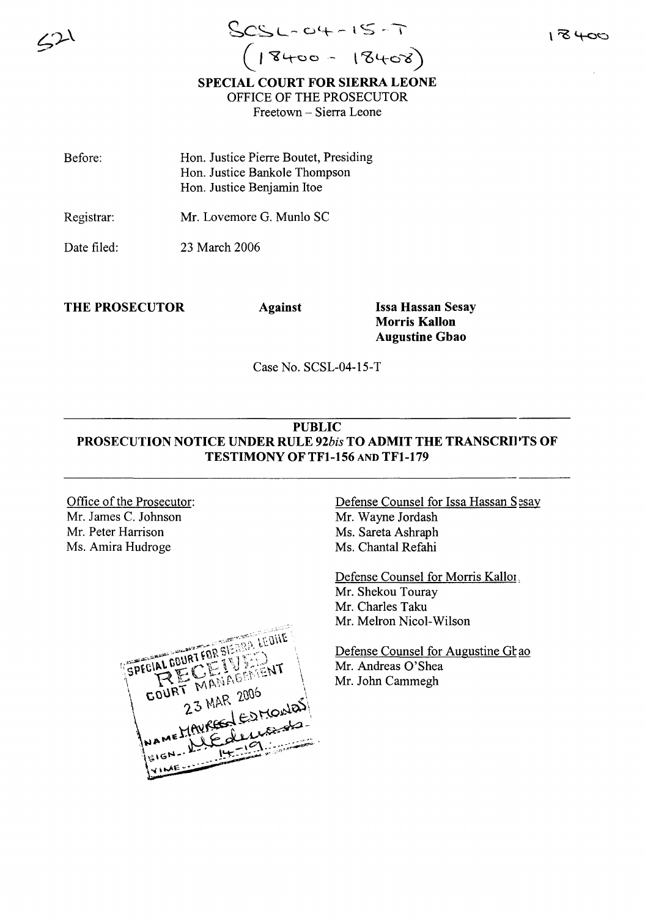SCSL-04-15-T
(18400 - 18408)

**SPECIAL COURT FOR SIERRA LEONE**
OFFICE OF THE PROSECUTOR
Freetown – Sierra Leone

| | |
|---|---|
| Before: | Hon. Justice Pierre Boutet, Presiding<br>Hon. Justice Bankole Thompson<br>Hon. Justice Benjamin Itoe |
| Registrar: | Mr. Lovemore G. Munlo SC |
| Date filed: | 23 March 2006 |

**THE PROSECUTOR** **Against** **Issa Hassan Sesay**
**Morris Kallon**
**Augustine Gbao**

Case No. SCSL-04-15-T

---

**PUBLIC**
**PROSECUTION NOTICE UNDER RULE 92*bis* TO ADMIT THE TRANSCRIPTS OF TESTIMONY OF TF1-156 AND TF1-179**

---

Office of the Prosecutor:
Mr. James C. Johnson
Mr. Peter Harrison
Ms. Amira Hudroge

Defense Counsel for Issa Hassan Sesay
Mr. Wayne Jordash
Ms. Sareta Ashraph
Ms. Chantal Refahi

Defense Counsel for Morris Kallon
Mr. Shekou Touray
Mr. Charles Taku
Mr. Melron Nicol-Wilson

Defense Counsel for Augustine Gbao
Mr. Andreas O'Shea
Mr. John Cammegh

SPECIAL COURT FOR SIERRA LEONE
RECEIVED
COURT MANAGEMENT
23 MAR 2006
NAME MAUREEN EDMONDS
SIGN
TIME 14:19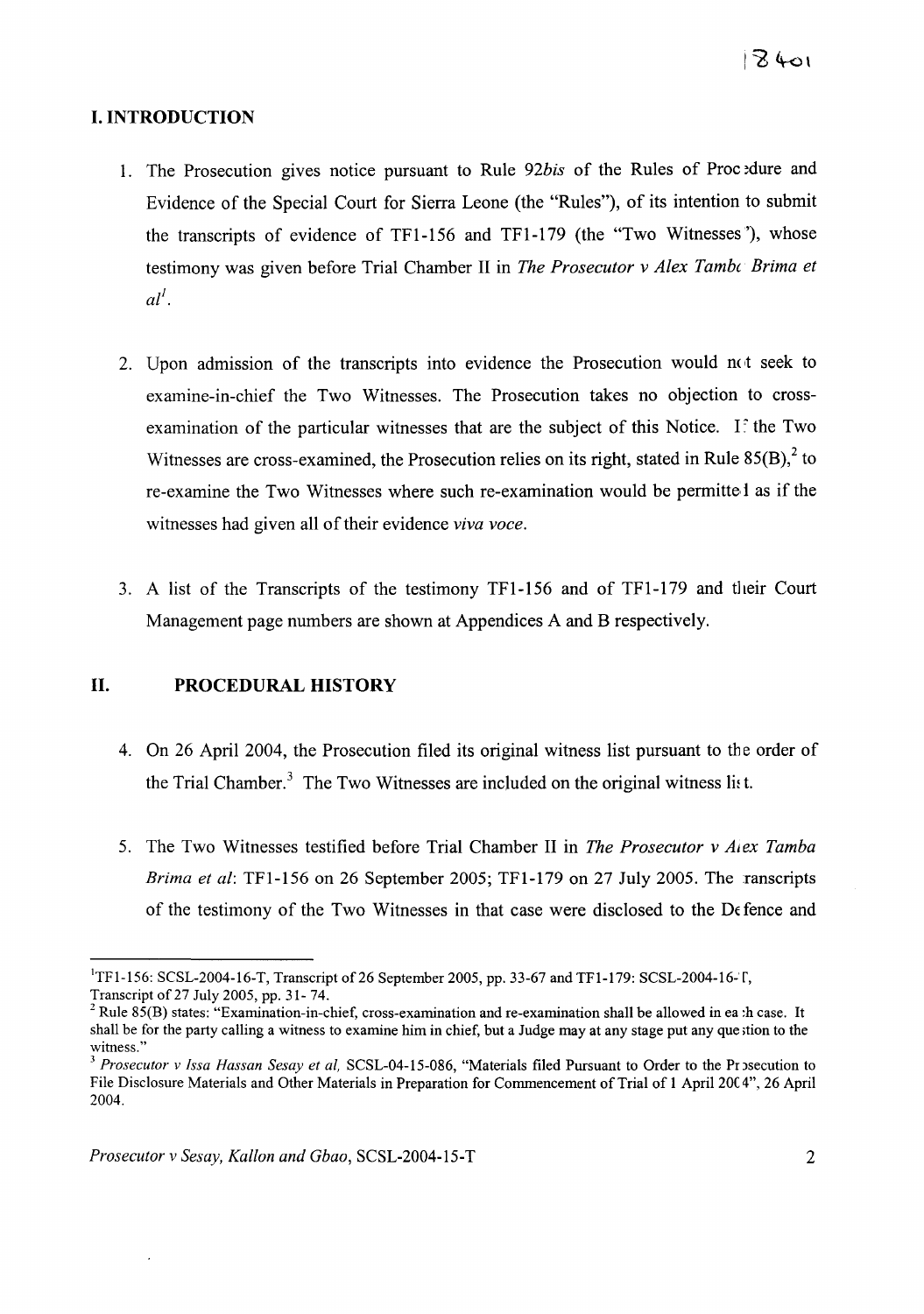## I. INTRODUCTION

1. The Prosecution gives notice pursuant to Rule *92bis* of the Rules of Procedure and Evidence of the Special Court for Sierra Leone (the "Rules"), of its intention to submit the transcripts of evidence of TF1-156 and TF1-179 (the "Two Witnesses"), whose testimony was given before Trial Chamber II in *The Prosecutor v Alex Tamba Brima et al*[1].

2. Upon admission of the transcripts into evidence the Prosecution would not seek to examine-in-chief the Two Witnesses. The Prosecution takes no objection to cross-examination of the particular witnesses that are the subject of this Notice. If the Two Witnesses are cross-examined, the Prosecution relies on its right, stated in Rule 85(B),[2] to re-examine the Two Witnesses where such re-examination would be permitted as if the witnesses had given all of their evidence *viva voce*.

3. A list of the Transcripts of the testimony TF1-156 and of TF1-179 and their Court Management page numbers are shown at Appendices A and B respectively.

## II. PROCEDURAL HISTORY

4. On 26 April 2004, the Prosecution filed its original witness list pursuant to the order of the Trial Chamber.[3] The Two Witnesses are included on the original witness list.

5. The Two Witnesses testified before Trial Chamber II in *The Prosecutor v Alex Tamba Brima et al*: TF1-156 on 26 September 2005; TF1-179 on 27 July 2005. The transcripts of the testimony of the Two Witnesses in that case were disclosed to the Defence and

---

[1] TF1-156: SCSL-2004-16-T, Transcript of 26 September 2005, pp. 33-67 and TF1-179: SCSL-2004-16-T, Transcript of 27 July 2005, pp. 31- 74.

[2] Rule 85(B) states: "Examination-in-chief, cross-examination and re-examination shall be allowed in each case. It shall be for the party calling a witness to examine him in chief, but a Judge may at any stage put any question to the witness."

[3] *Prosecutor v Issa Hassan Sesay et al*, SCSL-04-15-086, "Materials filed Pursuant to Order to the Prosecution to File Disclosure Materials and Other Materials in Preparation for Commencement of Trial of 1 April 2004", 26 April 2004.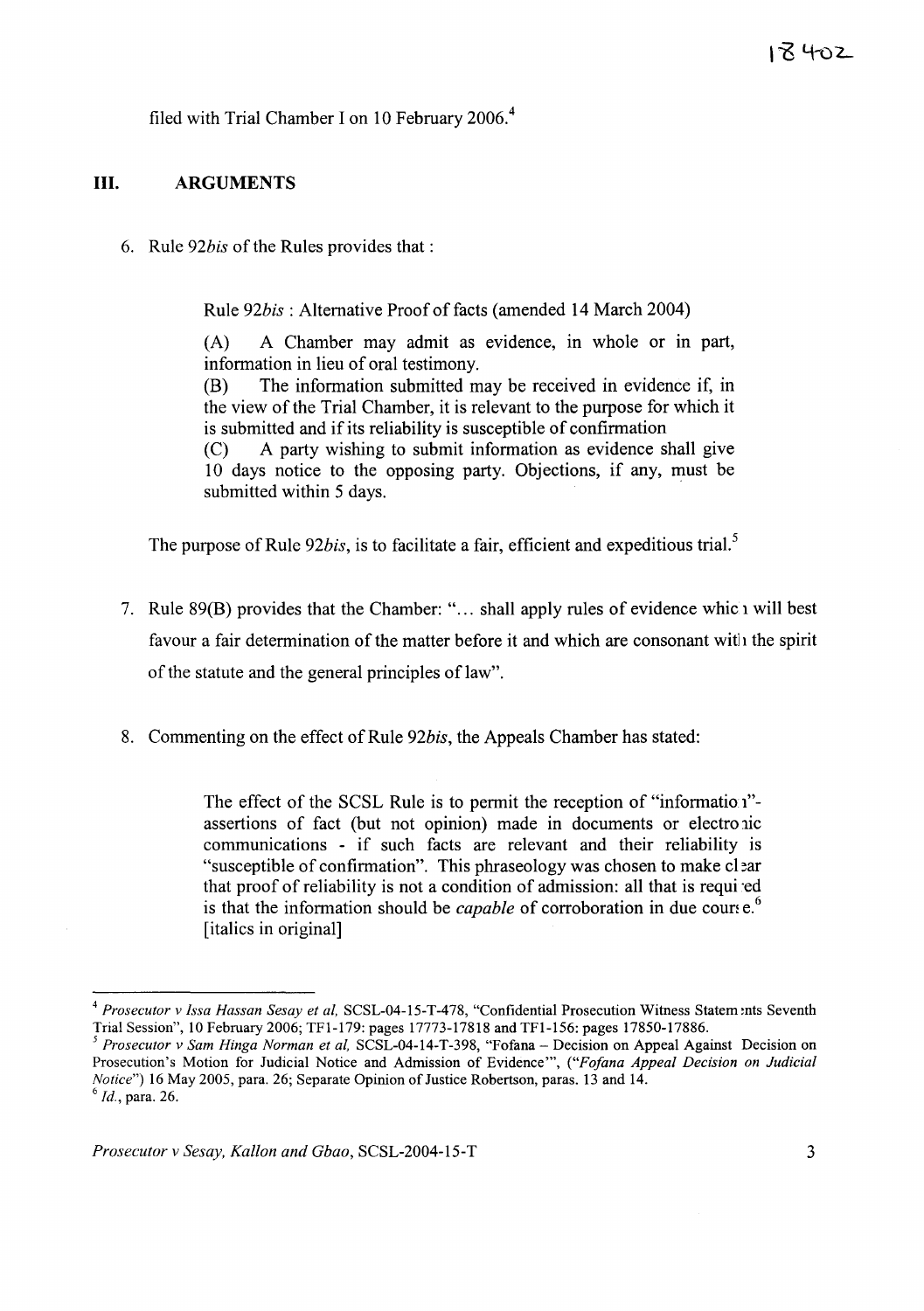filed with Trial Chamber I on 10 February 2006.[4]

## III. ARGUMENTS

6. Rule *92bis* of the Rules provides that :

> Rule *92bis* : Alternative Proof of facts (amended 14 March 2004)
>
> (A) A Chamber may admit as evidence, in whole or in part, information in lieu of oral testimony.
>
> (B) The information submitted may be received in evidence if, in the view of the Trial Chamber, it is relevant to the purpose for which it is submitted and if its reliability is susceptible of confirmation
>
> (C) A party wishing to submit information as evidence shall give 10 days notice to the opposing party. Objections, if any, must be submitted within 5 days.

The purpose of Rule *92bis*, is to facilitate a fair, efficient and expeditious trial.[5]

7. Rule 89(B) provides that the Chamber: "... shall apply rules of evidence which will best favour a fair determination of the matter before it and which are consonant with the spirit of the statute and the general principles of law".

8. Commenting on the effect of Rule *92bis*, the Appeals Chamber has stated:

> The effect of the SCSL Rule is to permit the reception of "information"- assertions of fact (but not opinion) made in documents or electronic communications - if such facts are relevant and their reliability is "susceptible of confirmation". This phraseology was chosen to make clear that proof of reliability is not a condition of admission: all that is required is that the information should be *capable* of corroboration in due course.[6] [italics in original]

---

[4] *Prosecutor v Issa Hassan Sesay et al,* SCSL-04-15-T-478, "Confidential Prosecution Witness Statements Seventh Trial Session", 10 February 2006; TF1-179: pages 17773-17818 and TF1-156: pages 17850-17886.

[5] *Prosecutor v Sam Hinga Norman et al,* SCSL-04-14-T-398, "Fofana – Decision on Appeal Against Decision on Prosecution's Motion for Judicial Notice and Admission of Evidence'", ("*Fofana Appeal Decision on Judicial Notice*") 16 May 2005, para. 26; Separate Opinion of Justice Robertson, paras. 13 and 14.

[6] *Id.*, para. 26.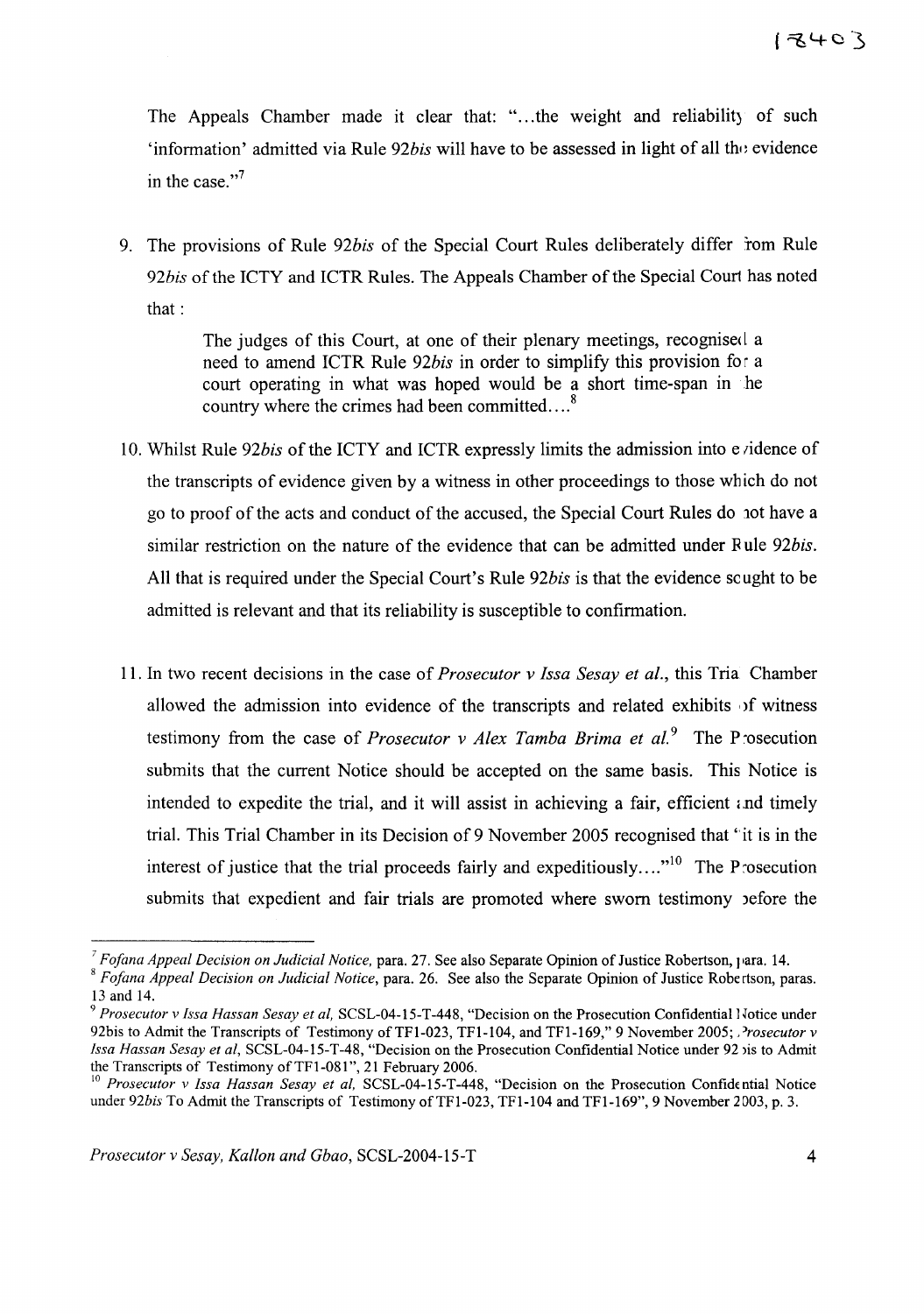The Appeals Chamber made it clear that: "...the weight and reliability of such 'information' admitted via Rule 92*bis* will have to be assessed in light of all the evidence in the case."[7]

9. The provisions of Rule 92*bis* of the Special Court Rules deliberately differ from Rule 92*bis* of the ICTY and ICTR Rules. The Appeals Chamber of the Special Court has noted that :

   > The judges of this Court, at one of their plenary meetings, recognised a need to amend ICTR Rule 92*bis* in order to simplify this provision for a court operating in what was hoped would be a short time-span in the country where the crimes had been committed....[8]

10. Whilst Rule 92*bis* of the ICTY and ICTR expressly limits the admission into evidence of the transcripts of evidence given by a witness in other proceedings to those which do not go to proof of the acts and conduct of the accused, the Special Court Rules do not have a similar restriction on the nature of the evidence that can be admitted under Rule 92*bis*. All that is required under the Special Court's Rule 92*bis* is that the evidence sought to be admitted is relevant and that its reliability is susceptible to confirmation.

11. In two recent decisions in the case of *Prosecutor v Issa Sesay et al.*, this Trial Chamber allowed the admission into evidence of the transcripts and related exhibits of witness testimony from the case of *Prosecutor v Alex Tamba Brima et al.*[9] The Prosecution submits that the current Notice should be accepted on the same basis. This Notice is intended to expedite the trial, and it will assist in achieving a fair, efficient and timely trial. This Trial Chamber in its Decision of 9 November 2005 recognised that "it is in the interest of justice that the trial proceeds fairly and expeditiously...."[10] The Prosecution submits that expedient and fair trials are promoted where sworn testimony before the

---

[7] *Fofana Appeal Decision on Judicial Notice,* para. 27. See also Separate Opinion of Justice Robertson, para. 14.

[8] *Fofana Appeal Decision on Judicial Notice*, para. 26. See also the Separate Opinion of Justice Robertson, paras. 13 and 14.

[9] *Prosecutor v Issa Hassan Sesay et al*, SCSL-04-15-T-448, "Decision on the Prosecution Confidential Notice under 92bis to Admit the Transcripts of Testimony of TF1-023, TF1-104, and TF1-169," 9 November 2005; *Prosecutor v Issa Hassan Sesay et al*, SCSL-04-15-T-48, "Decision on the Prosecution Confidential Notice under 92bis to Admit the Transcripts of Testimony of TF1-081", 21 February 2006.

[10] *Prosecutor v Issa Hassan Sesay et al,* SCSL-04-15-T-448, "Decision on the Prosecution Confidential Notice under 92*bis* To Admit the Transcripts of Testimony of TF1-023, TF1-104 and TF1-169", 9 November 2003, p. 3.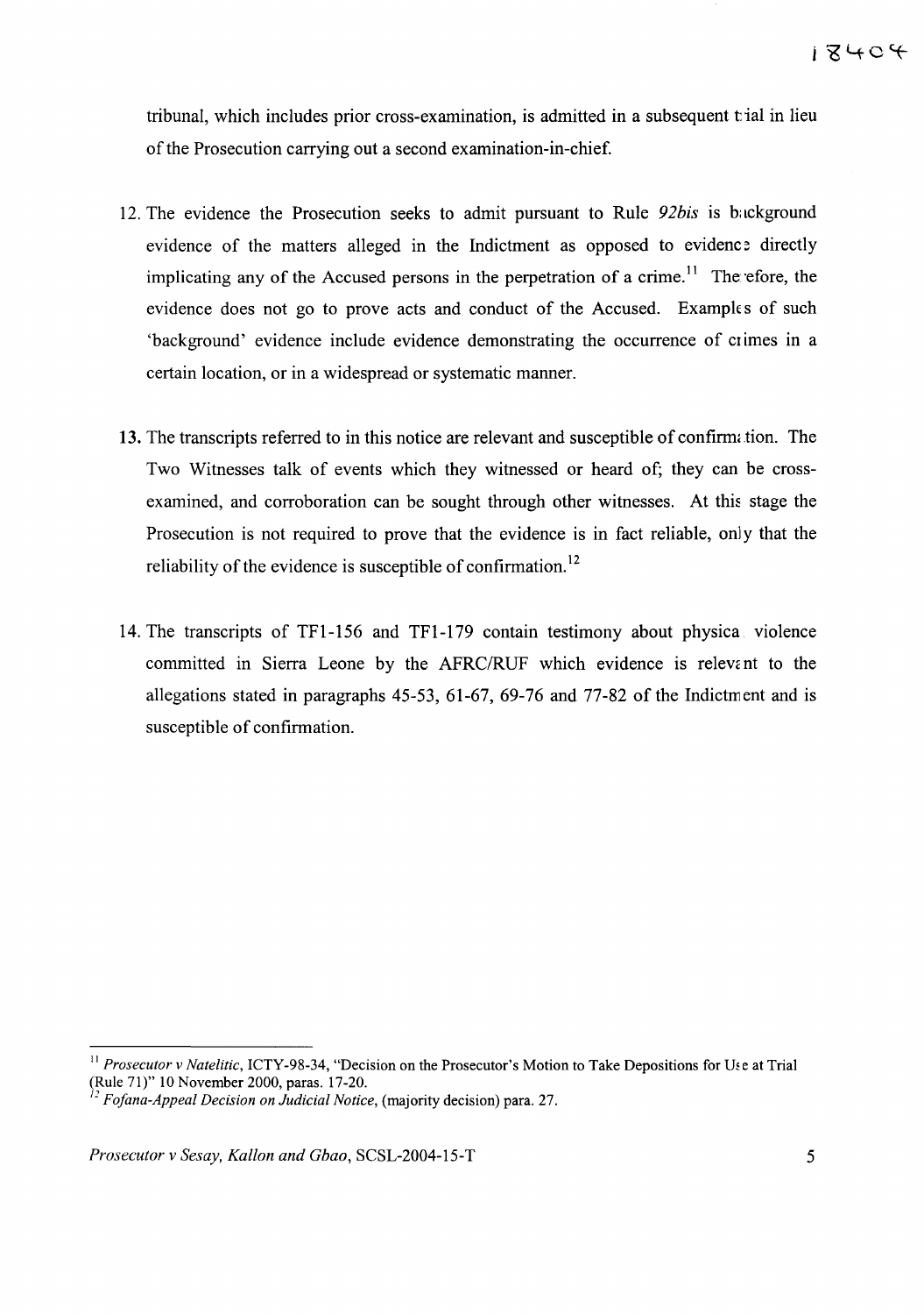tribunal, which includes prior cross-examination, is admitted in a subsequent trial in lieu of the Prosecution carrying out a second examination-in-chief.

12. The evidence the Prosecution seeks to admit pursuant to Rule *92bis* is background evidence of the matters alleged in the Indictment as opposed to evidence directly implicating any of the Accused persons in the perpetration of a crime.[11] Therefore, the evidence does not go to prove acts and conduct of the Accused. Examples of such 'background' evidence include evidence demonstrating the occurrence of crimes in a certain location, or in a widespread or systematic manner.

13. The transcripts referred to in this notice are relevant and susceptible of confirmation. The Two Witnesses talk of events which they witnessed or heard of; they can be cross-examined, and corroboration can be sought through other witnesses. At this stage the Prosecution is not required to prove that the evidence is in fact reliable, only that the reliability of the evidence is susceptible of confirmation.[12]

14. The transcripts of TF1-156 and TF1-179 contain testimony about physical violence committed in Sierra Leone by the AFRC/RUF which evidence is relevant to the allegations stated in paragraphs 45-53, 61-67, 69-76 and 77-82 of the Indictment and is susceptible of confirmation.

---

[11] *Prosecutor v Natelitic*, ICTY-98-34, "Decision on the Prosecutor's Motion to Take Depositions for Use at Trial (Rule 71)" 10 November 2000, paras. 17-20.

[12] *Fofana-Appeal Decision on Judicial Notice*, (majority decision) para. 27.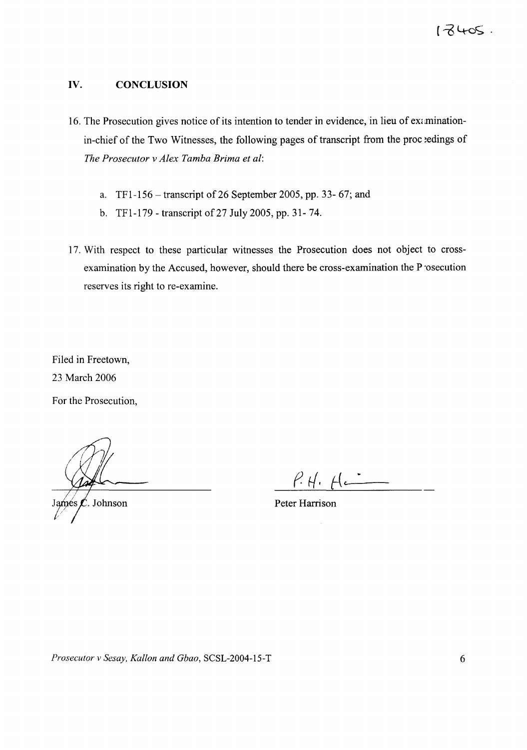## IV. CONCLUSION

16. The Prosecution gives notice of its intention to tender in evidence, in lieu of examination-in-chief of the Two Witnesses, the following pages of transcript from the proceedings of *The Prosecutor v Alex Tamba Brima et al*:

    a. TF1-156 – transcript of 26 September 2005, pp. 33- 67; and

    b. TF1-179 - transcript of 27 July 2005, pp. 31- 74.

17. With respect to these particular witnesses the Prosecution does not object to cross-examination by the Accused, however, should there be cross-examination the Prosecution reserves its right to re-examine.

Filed in Freetown,

23 March 2006

For the Prosecution,

James C. Johnson

Peter Harrison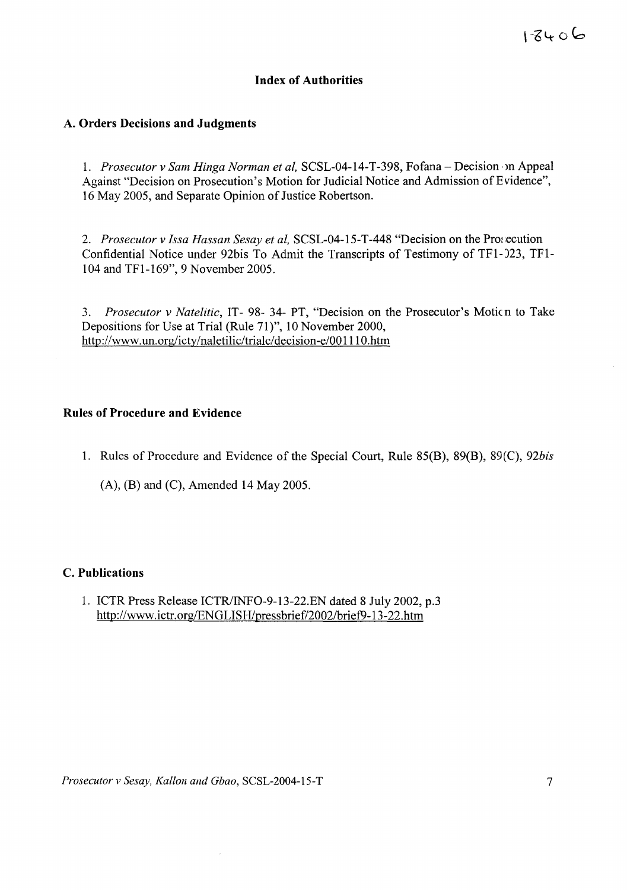# Index of Authorities

## A. Orders Decisions and Judgments

1. *Prosecutor v Sam Hinga Norman et al,* SCSL-04-14-T-398, Fofana – Decision on Appeal Against "Decision on Prosecution's Motion for Judicial Notice and Admission of Evidence", 16 May 2005, and Separate Opinion of Justice Robertson.

2. *Prosecutor v Issa Hassan Sesay et al,* SCSL-04-15-T-448 "Decision on the Prosecution Confidential Notice under 92bis To Admit the Transcripts of Testimony of TF1-023, TF1-104 and TF1-169", 9 November 2005.

3. *Prosecutor v Natelitic*, IT- 98- 34- PT, "Decision on the Prosecutor's Motion to Take Depositions for Use at Trial (Rule 71)", 10 November 2000, http://www.un.org/icty/naletilic/trialc/decision-e/001110.htm

## Rules of Procedure and Evidence

1. Rules of Procedure and Evidence of the Special Court, Rule 85(B), 89(B), 89(C), 92*bis* (A), (B) and (C), Amended 14 May 2005.

## C. Publications

1. ICTR Press Release ICTR/INFO-9-13-22.EN dated 8 July 2002, p.3 http://www.ictr.org/ENGLISH/pressbrief/2002/brief9-13-22.htm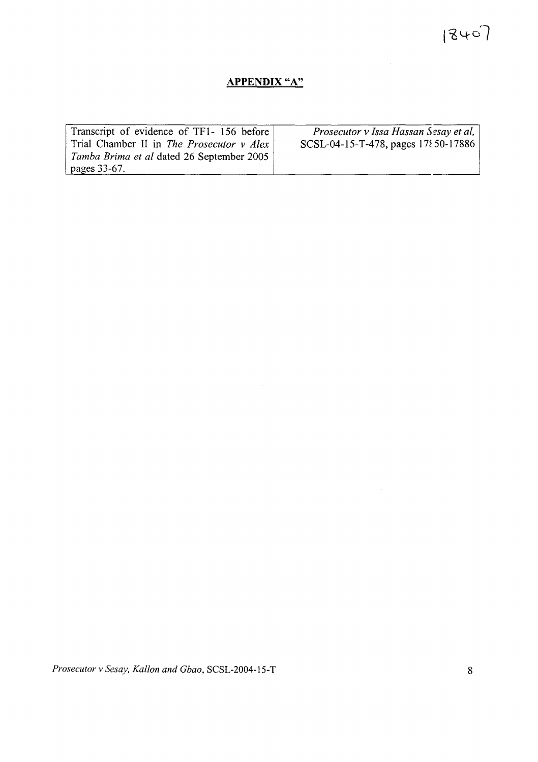## APPENDIX "A"

| | |
|---|---|
| Transcript of evidence of TF1- 156 before Trial Chamber II in *The Prosecutor v Alex Tamba Brima et al* dated 26 September 2005 pages 33-67. | *Prosecutor v Issa Hassan Sesay et al,* SCSL-04-15-T-478, pages 17850-17886 |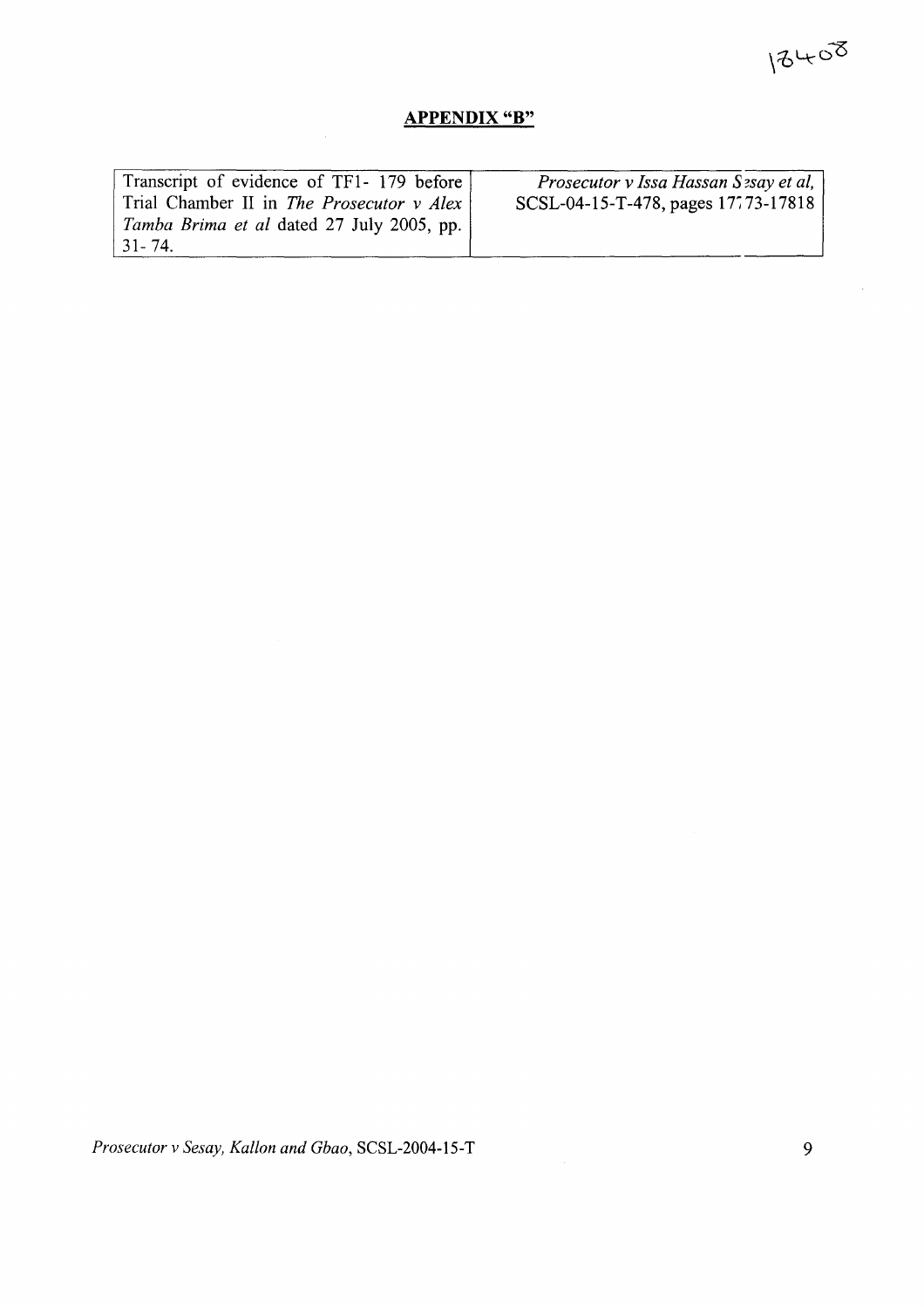## APPENDIX "B"

| | |
|---|---|
| Transcript of evidence of TF1- 179 before Trial Chamber II in *The Prosecutor v Alex Tamba Brima et al* dated 27 July 2005, pp. 31- 74. | *Prosecutor v Issa Hassan Sesay et al,* SCSL-04-15-T-478, pages 17773-17818 |